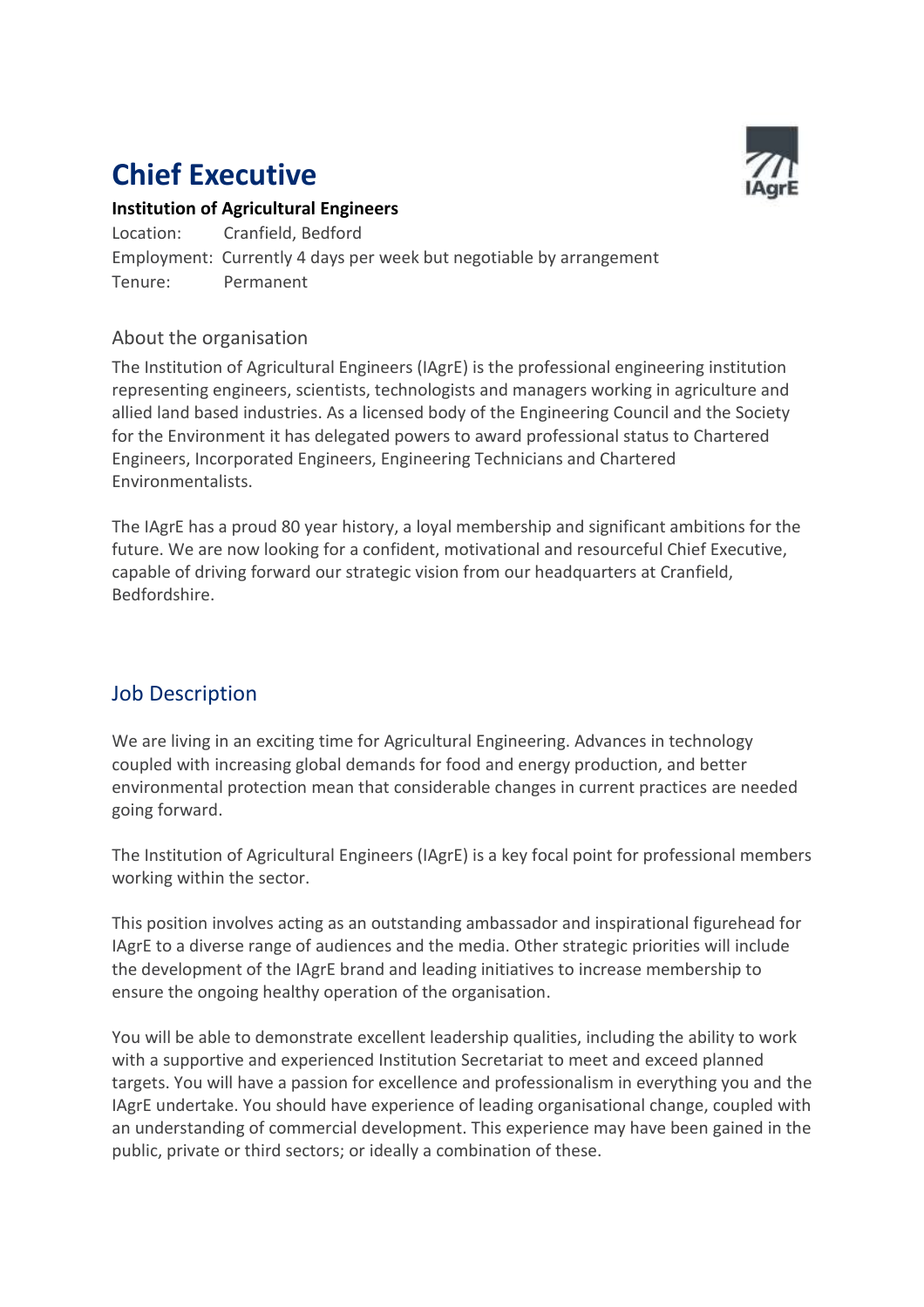# Chief Executive

**Institution of Agricultural Engineers**

Location: Cranfield, Bedford
Employment: Currently 4 days per week but negotiable by arrangement
Tenure: Permanent

## About the organisation

The Institution of Agricultural Engineers (IAgrE) is the professional engineering institution representing engineers, scientists, technologists and managers working in agriculture and allied land based industries. As a licensed body of the Engineering Council and the Society for the Environment it has delegated powers to award professional status to Chartered Engineers, Incorporated Engineers, Engineering Technicians and Chartered Environmentalists.

The IAgrE has a proud 80 year history, a loyal membership and significant ambitions for the future. We are now looking for a confident, motivational and resourceful Chief Executive, capable of driving forward our strategic vision from our headquarters at Cranfield, Bedfordshire.

## Job Description

We are living in an exciting time for Agricultural Engineering. Advances in technology coupled with increasing global demands for food and energy production, and better environmental protection mean that considerable changes in current practices are needed going forward.

The Institution of Agricultural Engineers (IAgrE) is a key focal point for professional members working within the sector.

This position involves acting as an outstanding ambassador and inspirational figurehead for IAgrE to a diverse range of audiences and the media. Other strategic priorities will include the development of the IAgrE brand and leading initiatives to increase membership to ensure the ongoing healthy operation of the organisation.

You will be able to demonstrate excellent leadership qualities, including the ability to work with a supportive and experienced Institution Secretariat to meet and exceed planned targets. You will have a passion for excellence and professionalism in everything you and the IAgrE undertake. You should have experience of leading organisational change, coupled with an understanding of commercial development. This experience may have been gained in the public, private or third sectors; or ideally a combination of these.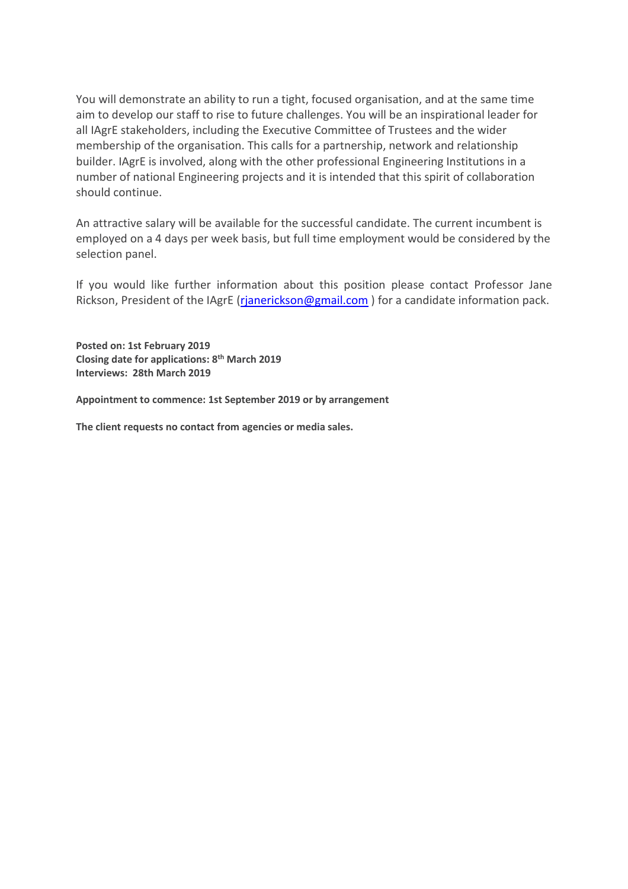You will demonstrate an ability to run a tight, focused organisation, and at the same time aim to develop our staff to rise to future challenges. You will be an inspirational leader for all IAgrE stakeholders, including the Executive Committee of Trustees and the wider membership of the organisation. This calls for a partnership, network and relationship builder. IAgrE is involved, along with the other professional Engineering Institutions in a number of national Engineering projects and it is intended that this spirit of collaboration should continue.

An attractive salary will be available for the successful candidate. The current incumbent is employed on a 4 days per week basis, but full time employment would be considered by the selection panel.

If you would like further information about this position please contact Professor Jane Rickson, President of the IAgrE (rjanerickson@gmail.com ) for a candidate information pack.

**Posted on: 1st February 2019**
**Closing date for applications: 8th March 2019**
**Interviews: 28th March 2019**

**Appointment to commence: 1st September 2019 or by arrangement**

**The client requests no contact from agencies or media sales.**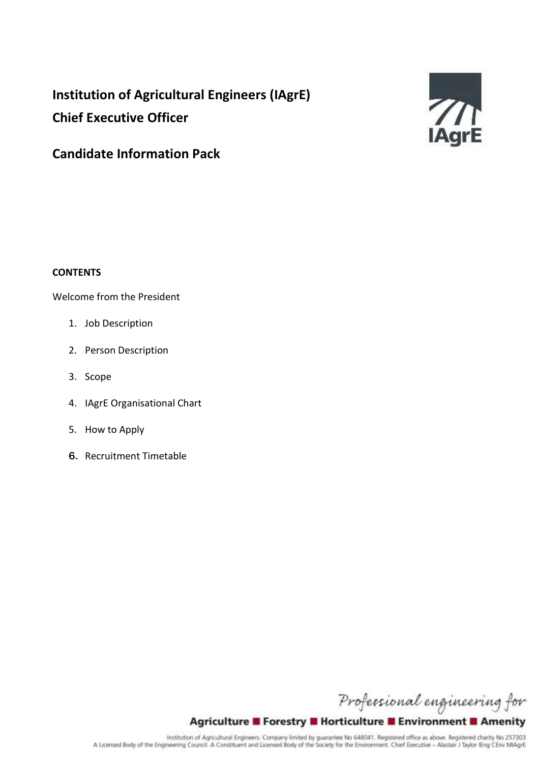# Institution of Agricultural Engineers (IAgrE)
# Chief Executive Officer

## Candidate Information Pack

**CONTENTS**

Welcome from the President

1. Job Description
2. Person Description
3. Scope
4. IAgrE Organisational Chart
5. How to Apply
6. Recruitment Timetable

*Professional engineering for*

**Agriculture ■ Forestry ■ Horticulture ■ Environment ■ Amenity**

Institution of Agricultural Engineers. Company limited by guarantee No 648041. Registered office as above. Registered charity No 257303
A Licensed Body of the Engineering Council. A Constituent and Licensed Body of the Society for the Environment. Chief Executive – Alastair J Taylor IEng CEnv MIAgrE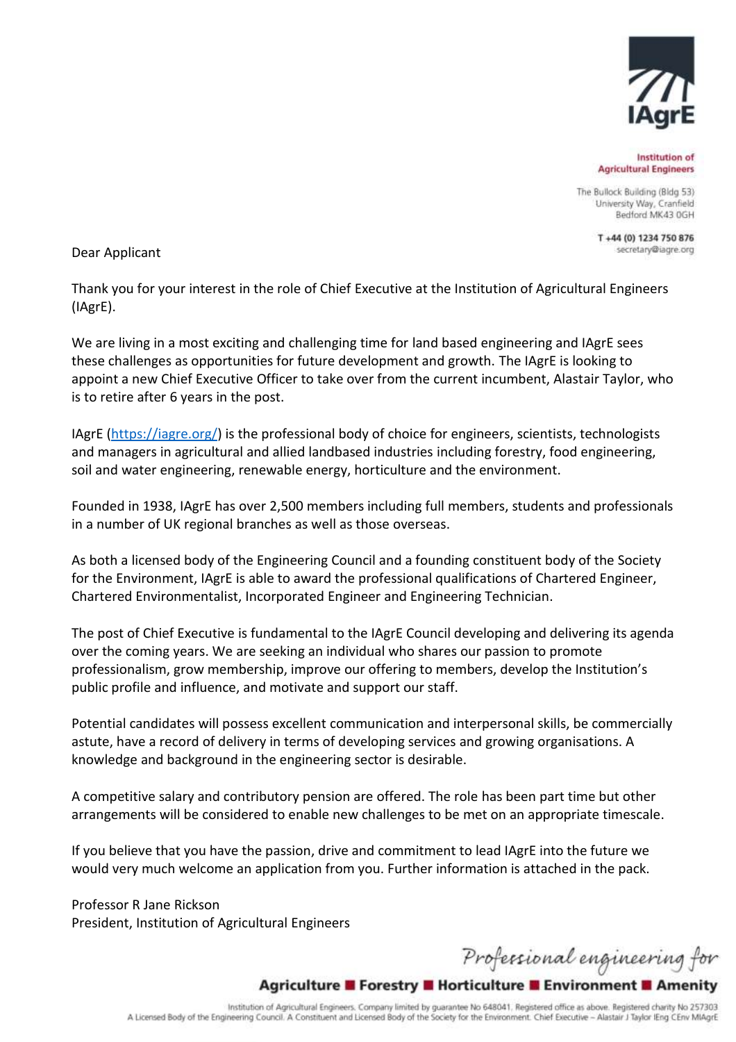IAgrE

**Institution of Agricultural Engineers**

The Bullock Building (Bldg 53)
University Way, Cranfield
Bedford MK43 0GH

T +44 (0) 1234 750 876
secretary@iagre.org

Dear Applicant

Thank you for your interest in the role of Chief Executive at the Institution of Agricultural Engineers (IAgrE).

We are living in a most exciting and challenging time for land based engineering and IAgrE sees these challenges as opportunities for future development and growth. The IAgrE is looking to appoint a new Chief Executive Officer to take over from the current incumbent, Alastair Taylor, who is to retire after 6 years in the post.

IAgrE (https://iagre.org/) is the professional body of choice for engineers, scientists, technologists and managers in agricultural and allied landbased industries including forestry, food engineering, soil and water engineering, renewable energy, horticulture and the environment.

Founded in 1938, IAgrE has over 2,500 members including full members, students and professionals in a number of UK regional branches as well as those overseas.

As both a licensed body of the Engineering Council and a founding constituent body of the Society for the Environment, IAgrE is able to award the professional qualifications of Chartered Engineer, Chartered Environmentalist, Incorporated Engineer and Engineering Technician.

The post of Chief Executive is fundamental to the IAgrE Council developing and delivering its agenda over the coming years. We are seeking an individual who shares our passion to promote professionalism, grow membership, improve our offering to members, develop the Institution's public profile and influence, and motivate and support our staff.

Potential candidates will possess excellent communication and interpersonal skills, be commercially astute, have a record of delivery in terms of developing services and growing organisations. A knowledge and background in the engineering sector is desirable.

A competitive salary and contributory pension are offered. The role has been part time but other arrangements will be considered to enable new challenges to be met on an appropriate timescale.

If you believe that you have the passion, drive and commitment to lead IAgrE into the future we would very much welcome an application from you. Further information is attached in the pack.

Professor R Jane Rickson
President, Institution of Agricultural Engineers

*Professional engineering for*

**Agriculture ■ Forestry ■ Horticulture ■ Environment ■ Amenity**

Institution of Agricultural Engineers. Company limited by guarantee No 648041. Registered office as above. Registered charity No 257303
A Licensed Body of the Engineering Council. A Constituent and Licensed Body of the Society for the Environment. Chief Executive – Alastair J Taylor IEng CEnv MIAgrE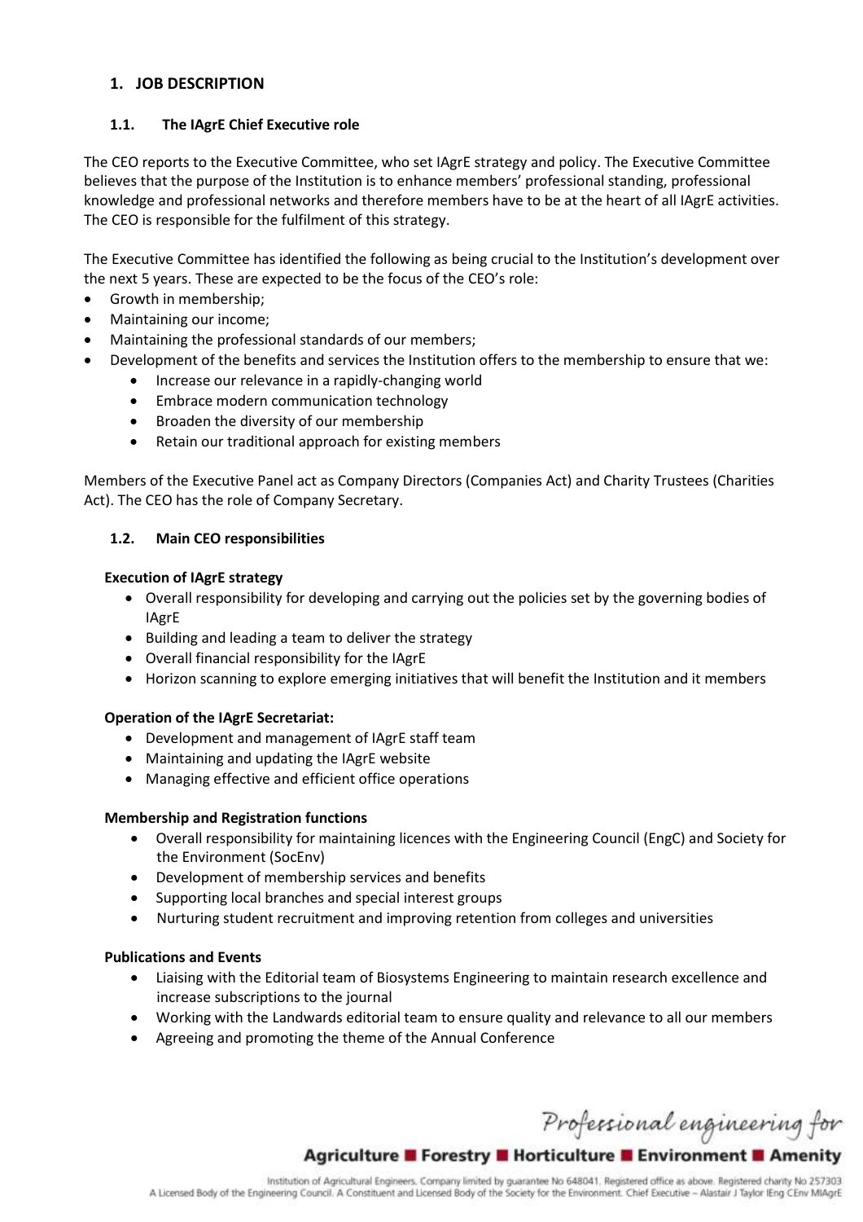## 1. JOB DESCRIPTION

### 1.1. The IAgrE Chief Executive role

The CEO reports to the Executive Committee, who set IAgrE strategy and policy. The Executive Committee believes that the purpose of the Institution is to enhance members' professional standing, professional knowledge and professional networks and therefore members have to be at the heart of all IAgrE activities. The CEO is responsible for the fulfilment of this strategy.

The Executive Committee has identified the following as being crucial to the Institution's development over the next 5 years. These are expected to be the focus of the CEO's role:

- Growth in membership;
- Maintaining our income;
- Maintaining the professional standards of our members;
- Development of the benefits and services the Institution offers to the membership to ensure that we:
  - Increase our relevance in a rapidly-changing world
  - Embrace modern communication technology
  - Broaden the diversity of our membership
  - Retain our traditional approach for existing members

Members of the Executive Panel act as Company Directors (Companies Act) and Charity Trustees (Charities Act). The CEO has the role of Company Secretary.

### 1.2. Main CEO responsibilities

**Execution of IAgrE strategy**

- Overall responsibility for developing and carrying out the policies set by the governing bodies of IAgrE
- Building and leading a team to deliver the strategy
- Overall financial responsibility for the IAgrE
- Horizon scanning to explore emerging initiatives that will benefit the Institution and it members

**Operation of the IAgrE Secretariat:**

- Development and management of IAgrE staff team
- Maintaining and updating the IAgrE website
- Managing effective and efficient office operations

**Membership and Registration functions**

- Overall responsibility for maintaining licences with the Engineering Council (EngC) and Society for the Environment (SocEnv)
- Development of membership services and benefits
- Supporting local branches and special interest groups
- Nurturing student recruitment and improving retention from colleges and universities

**Publications and Events**

- Liaising with the Editorial team of Biosystems Engineering to maintain research excellence and increase subscriptions to the journal
- Working with the Landwards editorial team to ensure quality and relevance to all our members
- Agreeing and promoting the theme of the Annual Conference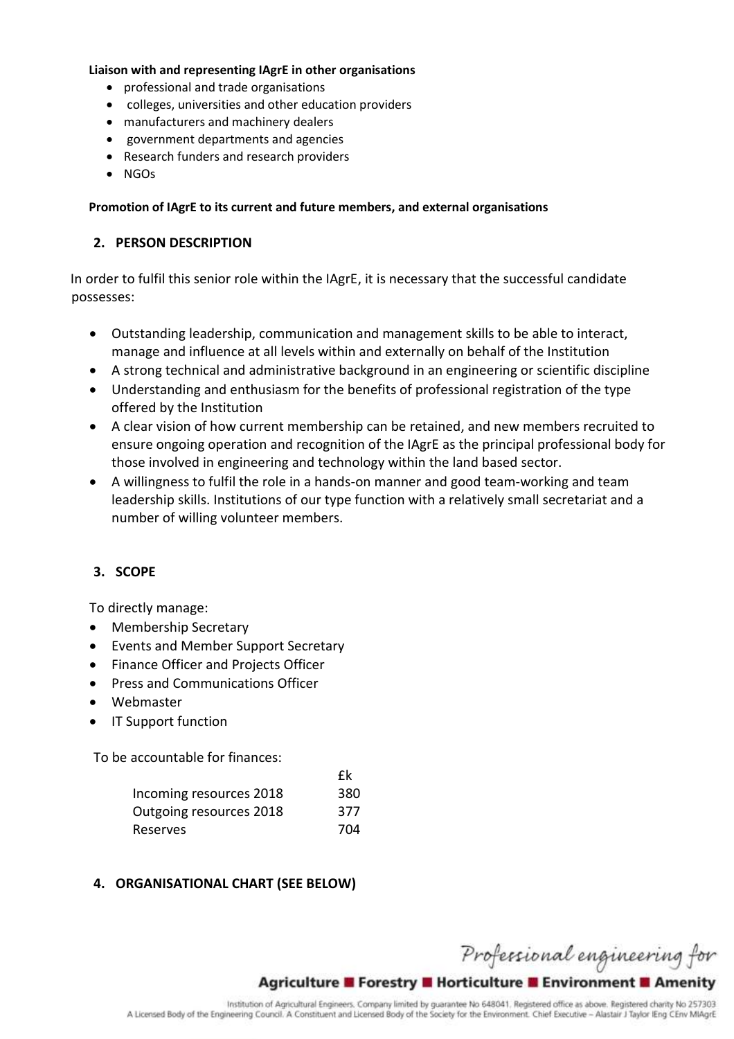**Liaison with and representing IAgrE in other organisations**

- professional and trade organisations
- colleges, universities and other education providers
- manufacturers and machinery dealers
- government departments and agencies
- Research funders and research providers
- NGOs

**Promotion of IAgrE to its current and future members, and external organisations**

## 2. PERSON DESCRIPTION

In order to fulfil this senior role within the IAgrE, it is necessary that the successful candidate possesses:

- Outstanding leadership, communication and management skills to be able to interact, manage and influence at all levels within and externally on behalf of the Institution
- A strong technical and administrative background in an engineering or scientific discipline
- Understanding and enthusiasm for the benefits of professional registration of the type offered by the Institution
- A clear vision of how current membership can be retained, and new members recruited to ensure ongoing operation and recognition of the IAgrE as the principal professional body for those involved in engineering and technology within the land based sector.
- A willingness to fulfil the role in a hands-on manner and good team-working and team leadership skills. Institutions of our type function with a relatively small secretariat and a number of willing volunteer members.

## 3. SCOPE

To directly manage:

- Membership Secretary
- Events and Member Support Secretary
- Finance Officer and Projects Officer
- Press and Communications Officer
- Webmaster
- IT Support function

To be accountable for finances:

| | £k |
|---|---|
| Incoming resources 2018 | 380 |
| Outgoing resources 2018 | 377 |
| Reserves | 704 |

## 4. ORGANISATIONAL CHART (SEE BELOW)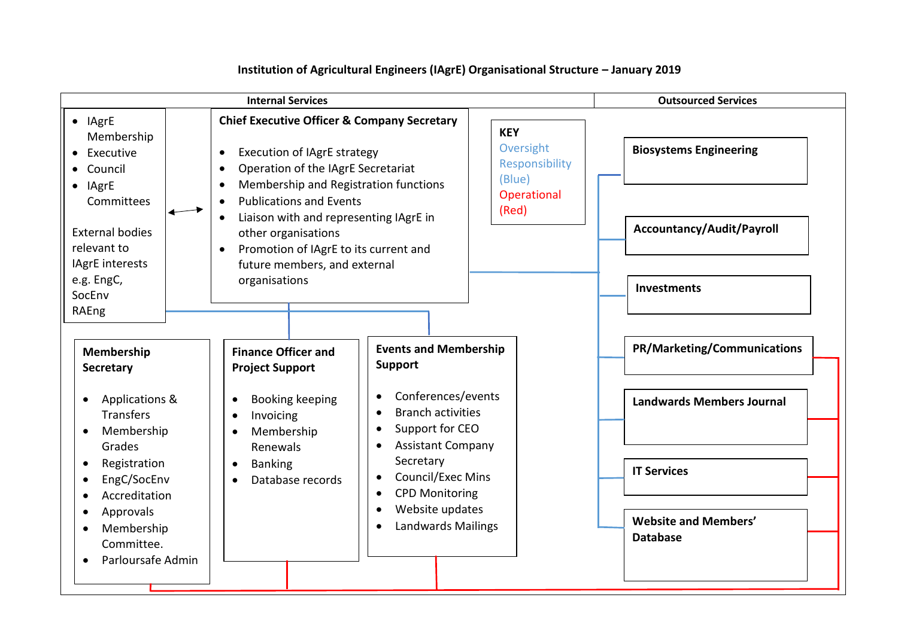## Institution of Agricultural Engineers (IAgrE) Organisational Structure – January 2019

### Internal Services

- IAgrE Membership
- Executive
- Council
- IAgrE Committees

External bodies relevant to IAgrE interests e.g. EngC, SocEnv RAEng

**Chief Executive Officer & Company Secretary**

- Execution of IAgrE strategy
- Operation of the IAgrE Secretariat
- Membership and Registration functions
- Publications and Events
- Liaison with and representing IAgrE in other organisations
- Promotion of IAgrE to its current and future members, and external organisations

**KEY**

Oversight Responsibility (Blue)

Operational (Red)

**Membership Secretary**

- Applications & Transfers
- Membership Grades
- Registration
- EngC/SocEnv
- Accreditation
- Approvals
- Membership Committee.
- Parloursafe Admin

**Finance Officer and Project Support**

- Booking keeping
- Invoicing
- Membership Renewals
- Banking
- Database records

**Events and Membership Support**

- Conferences/events
- Branch activities
- Support for CEO
- Assistant Company Secretary
- Council/Exec Mins
- CPD Monitoring
- Website updates
- Landwards Mailings

### Outsourced Services

- **Biosystems Engineering**
- **Accountancy/Audit/Payroll**
- **Investments**
- **PR/Marketing/Communications**
- **Landwards Members Journal**
- **IT Services**
- **Website and Members' Database**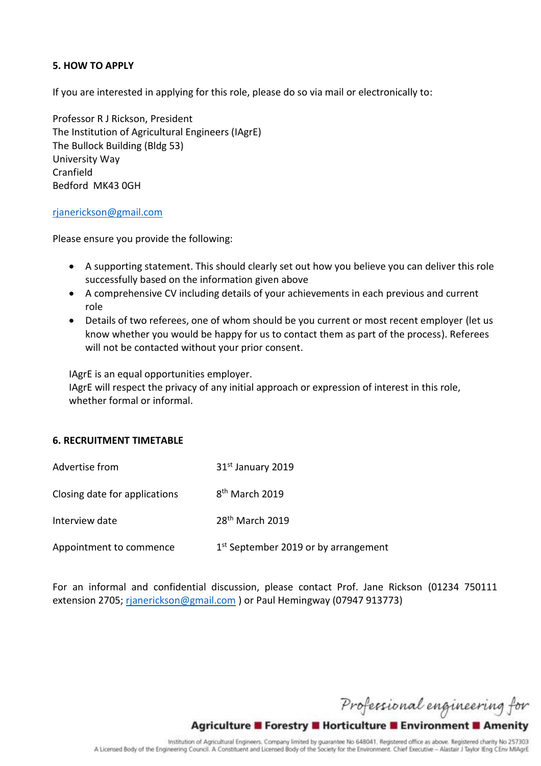**5. HOW TO APPLY**

If you are interested in applying for this role, please do so via mail or electronically to:

Professor R J Rickson, President
The Institution of Agricultural Engineers (IAgrE)
The Bullock Building (Bldg 53)
University Way
Cranfield
Bedford MK43 0GH

rjanerickson@gmail.com

Please ensure you provide the following:

- A supporting statement. This should clearly set out how you believe you can deliver this role successfully based on the information given above
- A comprehensive CV including details of your achievements in each previous and current role
- Details of two referees, one of whom should be you current or most recent employer (let us know whether you would be happy for us to contact them as part of the process). Referees will not be contacted without your prior consent.

IAgrE is an equal opportunities employer.
IAgrE will respect the privacy of any initial approach or expression of interest in this role, whether formal or informal.

**6. RECRUITMENT TIMETABLE**

| | |
|---|---|
| Advertise from | 31st January 2019 |
| Closing date for applications | 8th March 2019 |
| Interview date | 28th March 2019 |
| Appointment to commence | 1st September 2019 or by arrangement |

For an informal and confidential discussion, please contact Prof. Jane Rickson (01234 750111 extension 2705; rjanerickson@gmail.com ) or Paul Hemingway (07947 913773)

*Professional engineering for*
**Agriculture ■ Forestry ■ Horticulture ■ Environment ■ Amenity**

Institution of Agricultural Engineers. Company limited by guarantee No 648041. Registered office as above. Registered charity No 257303
A Licensed Body of the Engineering Council. A Constituent and Licensed Body of the Society for the Environment. Chief Executive – Alastair J Taylor IEng CEnv MIAgrE